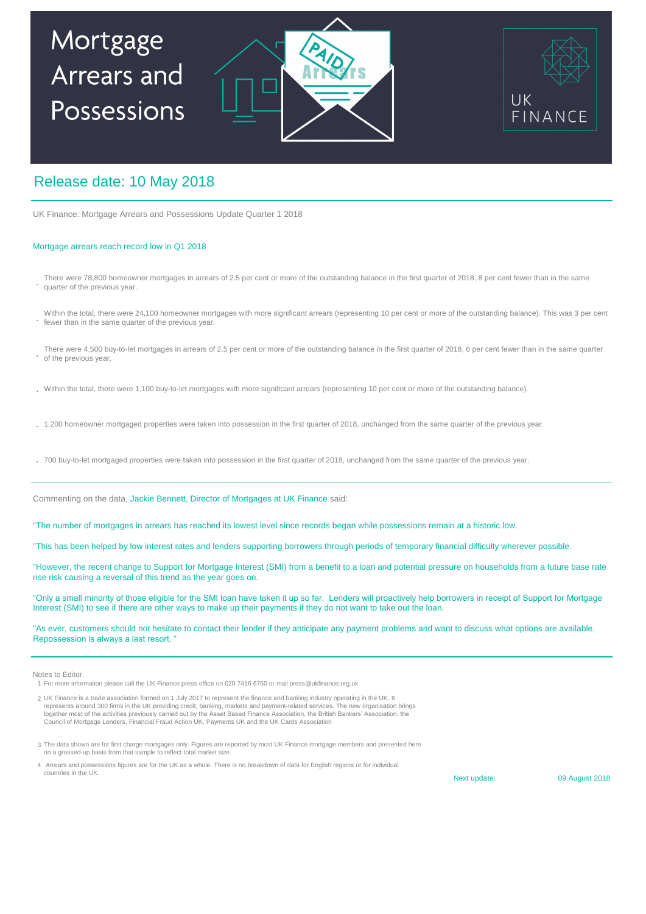# Mortgage Arrears and Possessions

UK FINANCE

## Release date: 10 May 2018

UK Finance: Mortgage Arrears and Possessions Update Quarter 1 2018

### Mortgage arrears reach record low in Q1 2018

- There were 78,800 homeowner mortgages in arrears of 2.5 per cent or more of the outstanding balance in the first quarter of 2018, 8 per cent fewer than in the same quarter of the previous year.
- Within the total, there were 24,100 homeowner mortgages with more significant arrears (representing 10 per cent or more of the outstanding balance). This was 3 per cent fewer than in the same quarter of the previous year.
- There were 4,500 buy-to-let mortgages in arrears of 2.5 per cent or more of the outstanding balance in the first quarter of 2018, 6 per cent fewer than in the same quarter of the previous year.
- Within the total, there were 1,100 buy-to-let mortgages with more significant arrears (representing 10 per cent or more of the outstanding balance).
- 1,200 homeowner mortgaged properties were taken into possession in the first quarter of 2018, unchanged from the same quarter of the previous year.
- 700 buy-to-let mortgaged properties were taken into possession in the first quarter of 2018, unchanged from the same quarter of the previous year.

Commenting on the data, Jackie Bennett, Director of Mortgages at UK Finance said:

"The number of mortgages in arrears has reached its lowest level since records began while possessions remain at a historic low.

"This has been helped by low interest rates and lenders supporting borrowers through periods of temporary financial difficulty wherever possible.

"However, the recent change to Support for Mortgage Interest (SMI) from a benefit to a loan and potential pressure on households from a future base rate rise risk causing a reversal of this trend as the year goes on.

"Only a small minority of those eligible for the SMI loan have taken it up so far. Lenders will proactively help borrowers in receipt of Support for Mortgage Interest (SMI) to see if there are other ways to make up their payments if they do not want to take out the loan.

"As ever, customers should not hesitate to contact their lender if they anticipate any payment problems and want to discuss what options are available. Repossession is always a last resort. "

Notes to Editor

1. For more information please call the UK Finance press office on 020 7416 6750 or mail press@ukfinance.org.uk.
2. UK Finance is a trade association formed on 1 July 2017 to represent the finance and banking industry operating in the UK. It represents around 300 firms in the UK providing credit, banking, markets and payment-related services. The new organisation brings together most of the activities previously carried out by the Asset Based Finance Association, the British Bankers' Association, the Council of Mortgage Lenders, Financial Fraud Action UK, Payments UK and the UK Cards Association
3. The data shown are for first charge mortgages only. Figures are reported by most UK Finance mortgage members and presented here on a grossed-up basis from that sample to reflect total market size.
4. Arrears and possessions figures are for the UK as a whole. There is no breakdown of data for English regions or for individual countries in the UK.

Next update: 09 August 2018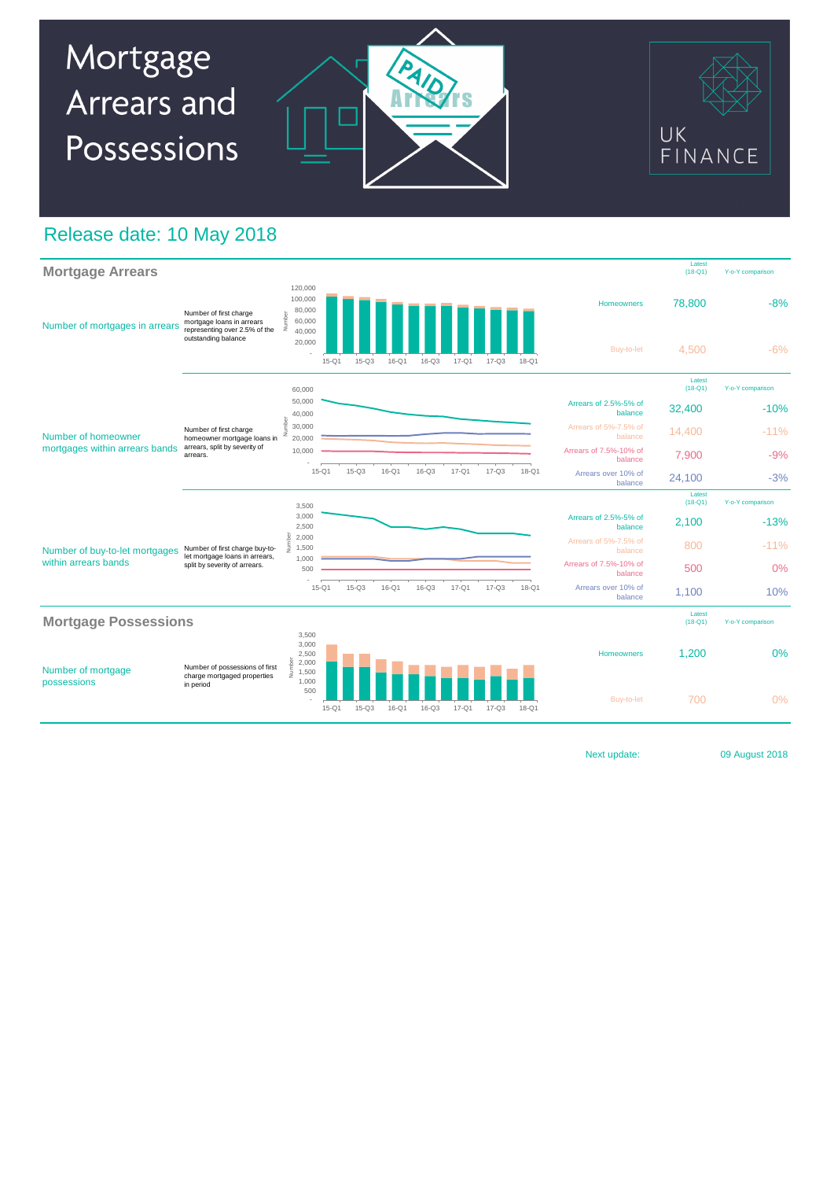# Mortgage Arrears and Possessions

UK FINANCE

## Release date: 10 May 2018

### Mortgage Arrears

| | | | Latest (18-Q1) | Y-o-Y comparison |
|---|---|---|---|---|
| Number of mortgages in arrears | Number of first charge mortgage loans in arrears representing over 2.5% of the outstanding balance | Homeowners | 78,800 | -8% |
| | | Buy-to-let | 4,500 | -6% |
| Number of homeowner mortgages within arrears bands | Number of first charge homeowner mortgage loans in arrears, split by severity of arrears. | Arrears of 2.5%-5% of balance | 32,400 | -10% |
| | | Arrears of 5%-7.5% of balance | 14,400 | -11% |
| | | Arrears of 7.5%-10% of balance | 7,900 | -9% |
| | | Arrears over 10% of balance | 24,100 | -3% |
| Number of buy-to-let mortgages within arrears bands | Number of first charge buy-to-let mortgage loans in arrears, split by severity of arrears. | Arrears of 2.5%-5% of balance | 2,100 | -13% |
| | | Arrears of 5%-7.5% of balance | 800 | -11% |
| | | Arrears of 7.5%-10% of balance | 500 | 0% |
| | | Arrears over 10% of balance | 1,100 | 10% |

### Mortgage Possessions

| | | | Latest (18-Q1) | Y-o-Y comparison |
|---|---|---|---|---|
| Number of mortgage possessions | Number of possessions of first charge mortgaged properties in period | Homeowners | 1,200 | 0% |
| | | Buy-to-let | 700 | 0% |

Next update: 09 August 2018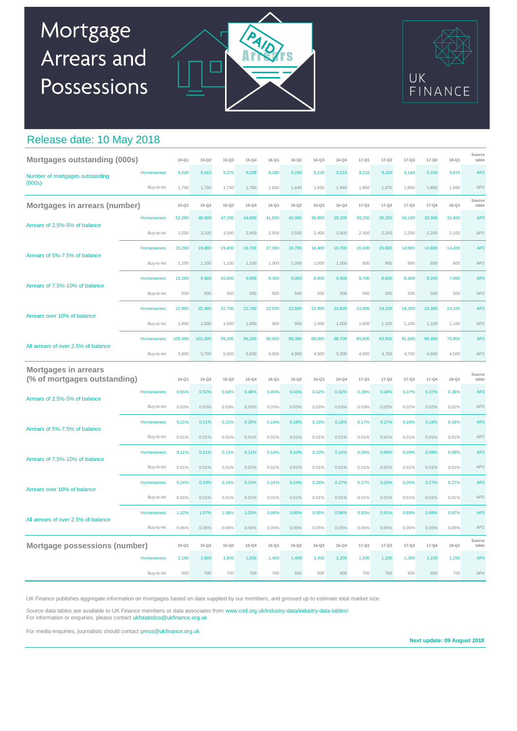# Mortgage Arrears and Possessions

UK FINANCE

## Release date: 10 May 2018

| Mortgages outstanding (000s) | | 15-Q1 | 15-Q2 | 15-Q3 | 15-Q4 | 16-Q1 | 16-Q2 | 16-Q3 | 16-Q4 | 17-Q1 | 17-Q2 | 17-Q3 | 17-Q4 | 18-Q1 | Source table |
|---|---|---|---|---|---|---|---|---|---|---|---|---|---|---|---|
| Number of mortgages outstanding (000s) | Homeowners | 9,420 | 9,410 | 9,370 | 9,330 | 9,290 | 9,240 | 9,230 | 9,210 | 9,210 | 9,160 | 9,160 | 9,100 | 9,070 | AP2 |
| | Buy-to-let | 1,700 | 1,700 | 1,740 | 1,780 | 1,830 | 1,840 | 1,850 | 1,860 | 1,860 | 1,870 | 1,880 | 1,880 | 1,890 | AP2 |

| Mortgages in arrears (number) | | 15-Q1 | 15-Q2 | 15-Q3 | 15-Q4 | 16-Q1 | 16-Q2 | 16-Q3 | 16-Q4 | 17-Q1 | 17-Q2 | 17-Q3 | 17-Q4 | 18-Q1 | Source table |
|---|---|---|---|---|---|---|---|---|---|---|---|---|---|---|---|
| Arrears of 2.5%-5% of balance | Homeowners | 52,200 | 48,900 | 47,200 | 44,800 | 41,800 | 40,000 | 38,800 | 38,300 | 36,200 | 35,200 | 34,100 | 33,300 | 32,400 | AP2 |
| | Buy-to-let | 3,200 | 3,100 | 3,000 | 2,900 | 2,500 | 2,500 | 2,400 | 2,500 | 2,400 | 2,200 | 2,200 | 2,200 | 2,100 | AP2 |
| Arrears of 5%-7.5% of balance | Homeowners | 20,200 | 19,800 | 19,400 | 18,700 | 17,300 | 16,700 | 16,400 | 16,700 | 16,100 | 15,600 | 14,900 | 14,600 | 14,400 | AP2 |
| | Buy-to-let | 1,100 | 1,100 | 1,100 | 1,100 | 1,000 | 1,000 | 1,000 | 1,000 | 900 | 900 | 900 | 800 | 800 | AP2 |
| Arrears of 7.5%-10% of balance | Homeowners | 10,200 | 9,900 | 10,000 | 9,900 | 9,300 | 9,000 | 8,900 | 8,900 | 8,700 | 8,600 | 8,400 | 8,200 | 7,900 | AP2 |
| | Buy-to-let | 500 | 500 | 500 | 500 | 500 | 500 | 500 | 500 | 500 | 500 | 500 | 500 | 500 | AP2 |
| Arrears over 10% of balance | Homeowners | 22,800 | 22,400 | 22,700 | 22,700 | 22,500 | 22,600 | 23,900 | 24,800 | 24,900 | 24,100 | 24,200 | 24,300 | 24,100 | AP2 |
| | Buy-to-let | 1,000 | 1,000 | 1,000 | 1,000 | 900 | 900 | 1,000 | 1,000 | 1,000 | 1,100 | 1,100 | 1,100 | 1,100 | AP2 |
| All arrears of over 2.5% of balance | Homeowners | 105,400 | 101,000 | 99,300 | 96,100 | 90,900 | 88,300 | 88,000 | 88,700 | 85,900 | 83,500 | 81,600 | 80,400 | 78,800 | AP2 |
| | Buy-to-let | 5,800 | 5,700 | 5,600 | 5,500 | 4,900 | 4,900 | 4,900 | 5,000 | 4,800 | 4,700 | 4,700 | 4,600 | 4,500 | AP2 |

| Mortgages in arrears (% of mortgages outstanding) | | 15-Q1 | 15-Q2 | 15-Q3 | 15-Q4 | 16-Q1 | 16-Q2 | 16-Q3 | 16-Q4 | 17-Q1 | 17-Q2 | 17-Q3 | 17-Q4 | 18-Q1 | Source table |
|---|---|---|---|---|---|---|---|---|---|---|---|---|---|---|---|
| Arrears of 2.5%-5% of balance | Homeowners | 0.55% | 0.52% | 0.50% | 0.48% | 0.45% | 0.43% | 0.42% | 0.42% | 0.39% | 0.38% | 0.37% | 0.37% | 0.36% | AP2 |
| | Buy-to-let | 0.03% | 0.03% | 0.03% | 0.03% | 0.03% | 0.03% | 0.03% | 0.03% | 0.03% | 0.02% | 0.02% | 0.02% | 0.02% | AP2 |
| Arrears of 5%-7.5% of balance | Homeowners | 0.21% | 0.21% | 0.21% | 0.20% | 0.19% | 0.18% | 0.18% | 0.18% | 0.17% | 0.17% | 0.16% | 0.16% | 0.16% | AP2 |
| | Buy-to-let | 0.01% | 0.01% | 0.01% | 0.01% | 0.01% | 0.01% | 0.01% | 0.01% | 0.01% | 0.01% | 0.01% | 0.01% | 0.01% | AP2 |
| Arrears of 7.5%-10% of balance | Homeowners | 0.11% | 0.11% | 0.11% | 0.11% | 0.10% | 0.10% | 0.10% | 0.10% | 0.09% | 0.09% | 0.09% | 0.09% | 0.09% | AP2 |
| | Buy-to-let | 0.01% | 0.01% | 0.01% | 0.01% | 0.01% | 0.01% | 0.01% | 0.01% | 0.01% | 0.01% | 0.01% | 0.01% | 0.01% | AP2 |
| Arrears over 10% of balance | Homeowners | 0.24% | 0.24% | 0.24% | 0.24% | 0.24% | 0.24% | 0.26% | 0.27% | 0.27% | 0.26% | 0.26% | 0.27% | 0.27% | AP2 |
| | Buy-to-let | 0.01% | 0.01% | 0.01% | 0.01% | 0.01% | 0.01% | 0.01% | 0.01% | 0.01% | 0.01% | 0.01% | 0.01% | 0.01% | AP2 |
| All arrears of over 2.5% of balance | Homeowners | 1.12% | 1.07% | 1.06% | 1.03% | 0.98% | 0.96% | 0.95% | 0.96% | 0.93% | 0.91% | 0.89% | 0.88% | 0.87% | AP2 |
| | Buy-to-let | 0.06% | 0.06% | 0.06% | 0.06% | 0.05% | 0.05% | 0.05% | 0.05% | 0.05% | 0.05% | 0.05% | 0.05% | 0.05% | AP2 |

| Mortgage possessions (number) | | 15-Q1 | 15-Q2 | 15-Q3 | 15-Q4 | 16-Q1 | 16-Q2 | 16-Q3 | 16-Q4 | 17-Q1 | 17-Q2 | 17-Q3 | 17-Q4 | 18-Q1 | Source table |
|---|---|---|---|---|---|---|---|---|---|---|---|---|---|---|---|
| | Homeowners | 2,100 | 1,800 | 1,800 | 1,500 | 1,400 | 1,400 | 1,300 | 1,200 | 1,200 | 1,100 | 1,300 | 1,100 | 1,200 | AP4 |
| | Buy-to-let | 900 | 700 | 700 | 700 | 700 | 500 | 600 | 600 | 700 | 700 | 600 | 600 | 700 | AP4 |

UK Finance publishes aggregate information on mortgages based on data supplied by our members, and grossed up to estimate total market size.

Source data tables are available to UK Finance members or data associates from www.cml.org.uk/industry-data/industry-data-tables/.
For information or enquiries, please contact ukfstatistics@ukfinance.org.uk

For media enquiries, journalists should contact press@ukfinance.org.uk

**Next update: 09 August 2018**